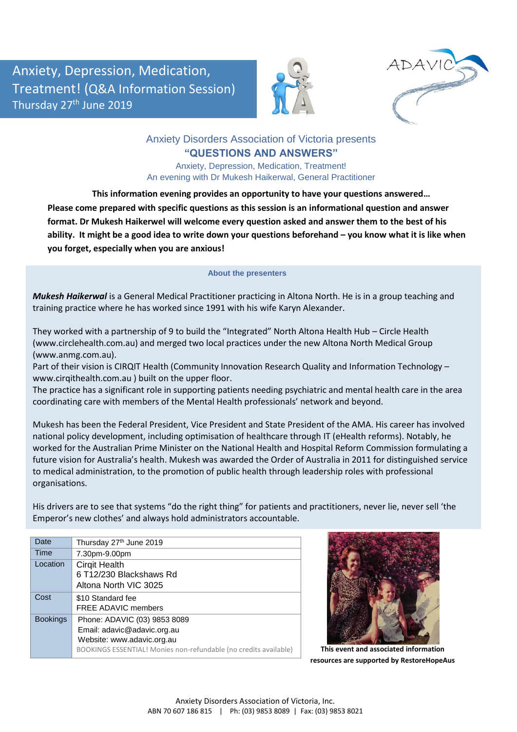# Anxiety, Depression, Medication, Treatment! (Q&A Information Session)
Thursday 27th June 2019

Anxiety Disorders Association of Victoria presents

## "QUESTIONS AND ANSWERS"

Anxiety, Depression, Medication, Treatment!
An evening with Dr Mukesh Haikerwal, General Practitioner

**This information evening provides an opportunity to have your questions answered… Please come prepared with specific questions as this session is an informational question and answer format. Dr Mukesh Haikerwel will welcome every question asked and answer them to the best of his ability. It might be a good idea to write down your questions beforehand – you know what it is like when you forget, especially when you are anxious!**

### About the presenters

***Mukesh Haikerwal*** is a General Medical Practitioner practicing in Altona North. He is in a group teaching and training practice where he has worked since 1991 with his wife Karyn Alexander.

They worked with a partnership of 9 to build the "Integrated" North Altona Health Hub – Circle Health (www.circlehealth.com.au) and merged two local practices under the new Altona North Medical Group (www.anmg.com.au).
Part of their vision is CIRQIT Health (Community Innovation Research Quality and Information Technology – www.cirqithealth.com.au ) built on the upper floor.
The practice has a significant role in supporting patients needing psychiatric and mental health care in the area coordinating care with members of the Mental Health professionals' network and beyond.

Mukesh has been the Federal President, Vice President and State President of the AMA. His career has involved national policy development, including optimisation of healthcare through IT (eHealth reforms). Notably, he worked for the Australian Prime Minister on the National Health and Hospital Reform Commission formulating a future vision for Australia's health. Mukesh was awarded the Order of Australia in 2011 for distinguished service to medical administration, to the promotion of public health through leadership roles with professional organisations.

His drivers are to see that systems "do the right thing" for patients and practitioners, never lie, never sell 'the Emperor's new clothes' and always hold administrators accountable.

| | |
|---|---|
| Date | Thursday 27th June 2019 |
| Time | 7.30pm-9.00pm |
| Location | Cirqit Health<br>6 T12/230 Blackshaws Rd<br>Altona North VIC 3025 |
| Cost | $10 Standard fee<br>FREE ADAVIC members |
| Bookings | Phone: ADAVIC (03) 9853 8089<br>Email: adavic@adavic.org.au<br>Website: www.adavic.org.au<br>BOOKINGS ESSENTIAL! Monies non-refundable (no credits available) |

**This event and associated information resources are supported by RestoreHopeAus**

Anxiety Disorders Association of Victoria, Inc.
ABN 70 607 186 815 | Ph: (03) 9853 8089 | Fax: (03) 9853 8021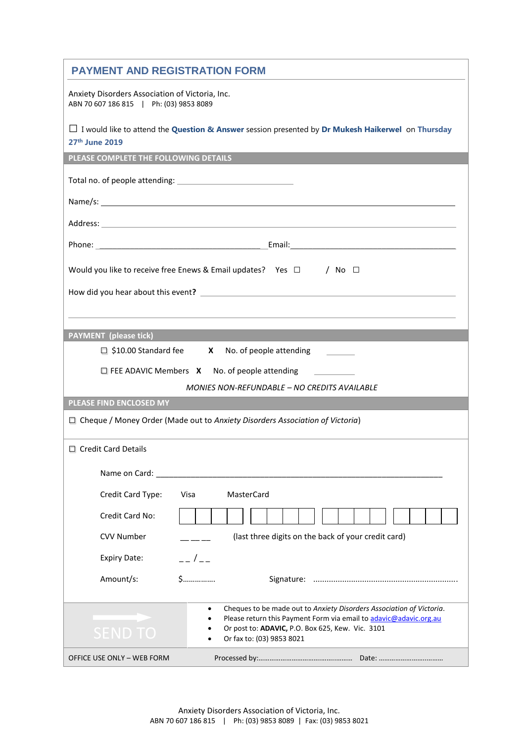## PAYMENT AND REGISTRATION FORM

Anxiety Disorders Association of Victoria, Inc.
ABN 70 607 186 815 | Ph: (03) 9853 8089

☐ I would like to attend the **Question & Answer** session presented by **Dr Mukesh Haikerwel** on **Thursday 27th June 2019**

### PLEASE COMPLETE THE FOLLOWING DETAILS

Total no. of people attending: ______________________

Name/s: ______________________________________________________________

Address: ______________________________________________________________

Phone: ______________________________ Email: ______________________________

Would you like to receive free Enews & Email updates? Yes ☐ / No ☐

How did you hear about this event? ______________________________________________

______________________________________________________________

### PAYMENT (please tick)

☐ $10.00 Standard fee **X** No. of people attending _______

☐ FEE ADAVIC Members **X** No. of people attending _______

*MONIES NON-REFUNDABLE – NO CREDITS AVAILABLE*

### PLEASE FIND ENCLOSED MY

☐ Cheque / Money Order (Made out to *Anxiety Disorders Association of Victoria*)

☐ Credit Card Details

Name on Card: ______________________________________________________________

Credit Card Type: Visa MasterCard

Credit Card No: ☐☐☐☐ ☐☐☐☐ ☐☐☐☐ ☐☐☐☐

CVV Number _ _ _ (last three digits on the back of your credit card)

Expiry Date: _ _ / _ _

Amount/s: $................ Signature: ................................................................

**SEND TO**

- Cheques to be made out to *Anxiety Disorders Association of Victoria*.
- Please return this Payment Form via email to adavic@adavic.org.au
- Or post to: **ADAVIC,** P.O. Box 625, Kew. Vic. 3101
- Or fax to: (03) 9853 8021

OFFICE USE ONLY – WEB FORM Processed by:.................................................. Date: ..................................

Anxiety Disorders Association of Victoria, Inc.
ABN 70 607 186 815 | Ph: (03) 9853 8089 | Fax: (03) 9853 8021